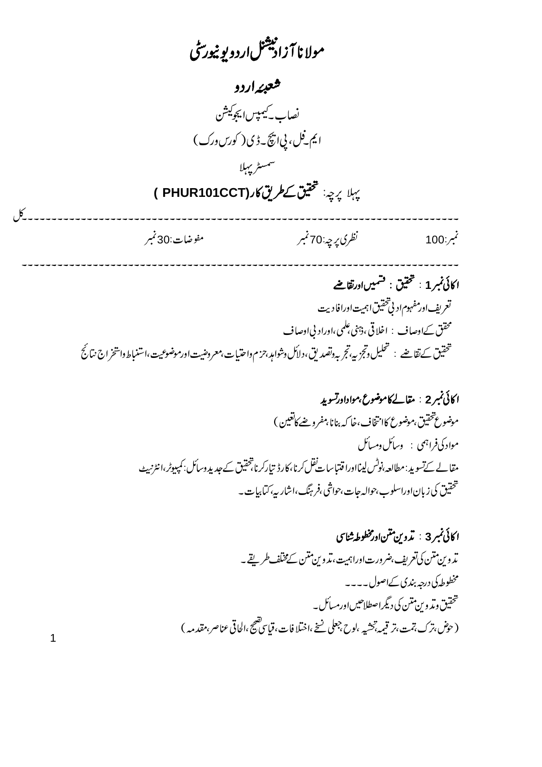# مولانا آزاد نیشنل اردو یونیورسٹی

## شعبۂ اردو

نصاب۔کیمپس ایجوکیشن

ایم۔فل، پی ایچ۔ڈی ( کورس ورک )

سمسٹر پہلا

پہلا پرچہ: **تحقیق کے طریق کار( PHUR101CCT )**

---

کل نمبر:100 نظری پرچہ:70 نمبر مفوضات:30 نمبر

---

**اکائی نمبر 1 : تحقیق : قسمیں اور تقاضے**

تعریف اور مفہوم ادبی تحقیق اہمیت اور افادیت

محقق کے اوصاف : اخلاقی ، ذہنی علمی ، اور ادبی اوصاف

تحقیق کے تقاضے : تحلیل و تجزیہ، تجربہ و تصدیق ، دلائل و شواہد، حزم و احتیاط، معروضیت اور موضوعیت، استنباط و استخراج نتائج

**اکائی نمبر 2 : مقالے کا موضوع، مواد اور تسوید**

موضوع تحقیق، موضوع کا انتخاب، خاکہ بنانا، مفروضے کا تعین )

مواد کی فراہمی : وسائل و مسائل

مقالے کے تسوید: مطالعہ، نوٹس لینا اور اقتباسات نقل کرنا، کارڈ تیار کرنا، تحقیق کے جدید وسائل: کمپیوٹر، انٹرنیٹ

تحقیق کی زبان اور اسلوب، حوالہ جات، حواشی، فرہنگ، اشاریہ، کتابیات۔

**اکائی نمبر 3 : تدوین متن اور مخطوطہ شناسی**

تدوین متن کی تعریف، ضرورت اور اہمیت، تدوین متن کے مختلف طریقے۔

مخطوطہ کی درجہ بندی کے اصول۔۔۔۔

تحقیق و تدوین متن کی دیگر اصطلاحیں اور مسائل۔

( حوض، ترک، تمت، ترقیمہ، تحشیہ ، لوح، جعلی نسخے، اختلافات، قیاسی تصحیح، الحاقی عناصر، مقدمہ )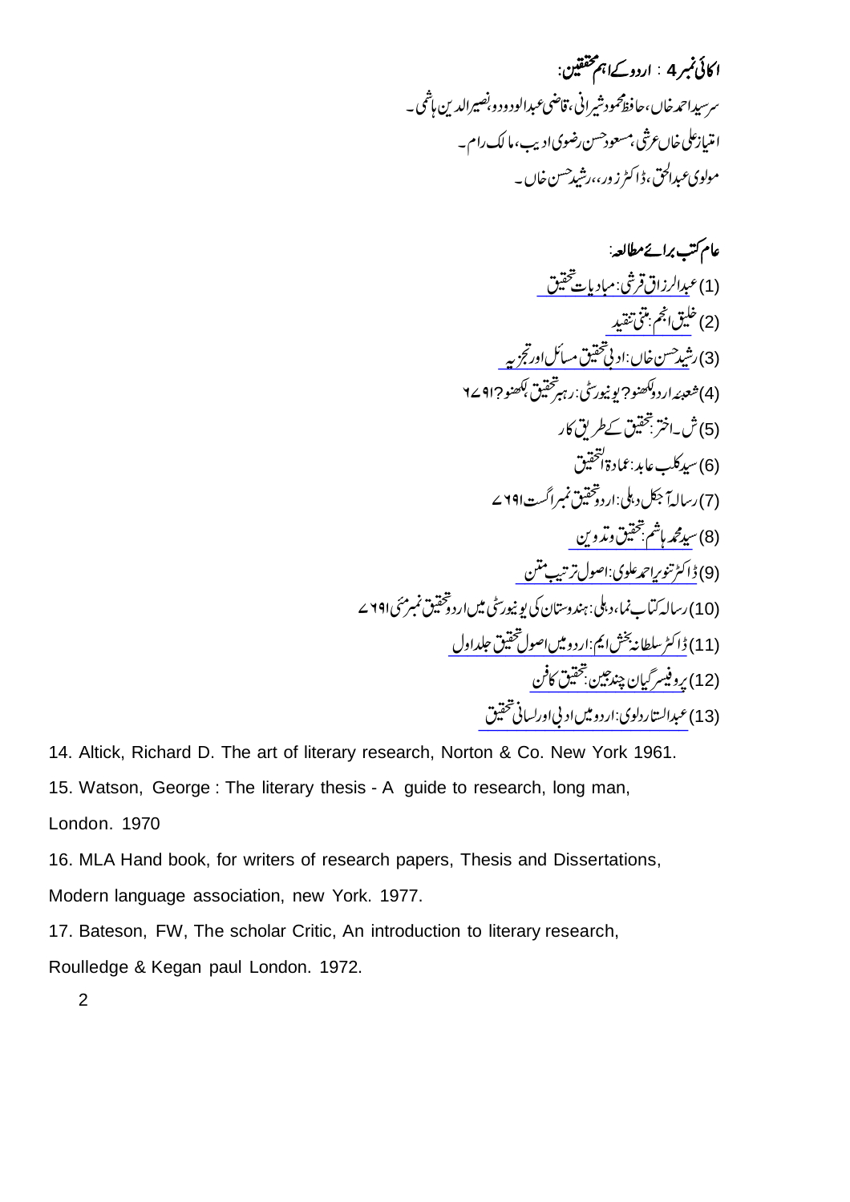**اکائی نمبر 4 : اردو کے اہم محققین:**

سر سید احمد خاں، حافظ محمود شیرانی، قاضی عبدالودود، نصیرالدین ہاشمی۔

امتیاز علی خاں عرشی، مسعود حسن رضوی ادیب، مالک رام۔

مولوی عبدالحق، ڈاکٹر زور، رشید حسن خاں۔

**عام کتب برائے مطالعہ:**

(1) عبدالرزاق قریشی: مبادیات تحقیق

(2) خلیق انجم: متنی تنقید

(3) رشید حسن خاں: ادبی تحقیق مسائل اور تجزیہ

(4) شعبۂ اردو لکھنو؟ یونیورسٹی: رہبر تحقیق، لکھنو؟ ۱۹۷۶

(5) ش۔ اختر: تحقیق کے طریق کار

(6) سید کلب عابد: عمادۃ التحقیق

(7) رسالہ آجکل دہلی: اردو تحقیق نمبر اگست ۱۹۶۷

(8) سید محمد ہاشم: تحقیق و تدوین

(9) ڈاکٹر تنویر احمد علوی: اصول ترتیب متن

(10) رسالہ کتاب نما، دہلی: ہندوستان کی یونیورسٹی میں اردو تحقیق نمبر مئی ۱۹۶۷

(11) ڈاکٹر سلطانہ بخش ایم: اردو میں اصول تحقیق جلد اول

(12) پروفیسر گیان چند جین: تحقیق کا فن

(13) عبدالستار دلوی: اردو میں ادبی اور لسانی تحقیق

14. Altick, Richard D. The art of literary research, Norton & Co. New York 1961.

15. Watson, George : The literary thesis - A guide to research, long man, London. 1970

16. MLA Hand book, for writers of research papers, Thesis and Dissertations, Modern language association, new York. 1977.

17. Bateson, FW, The scholar Critic, An introduction to literary research, Roulledge & Kegan paul London. 1972.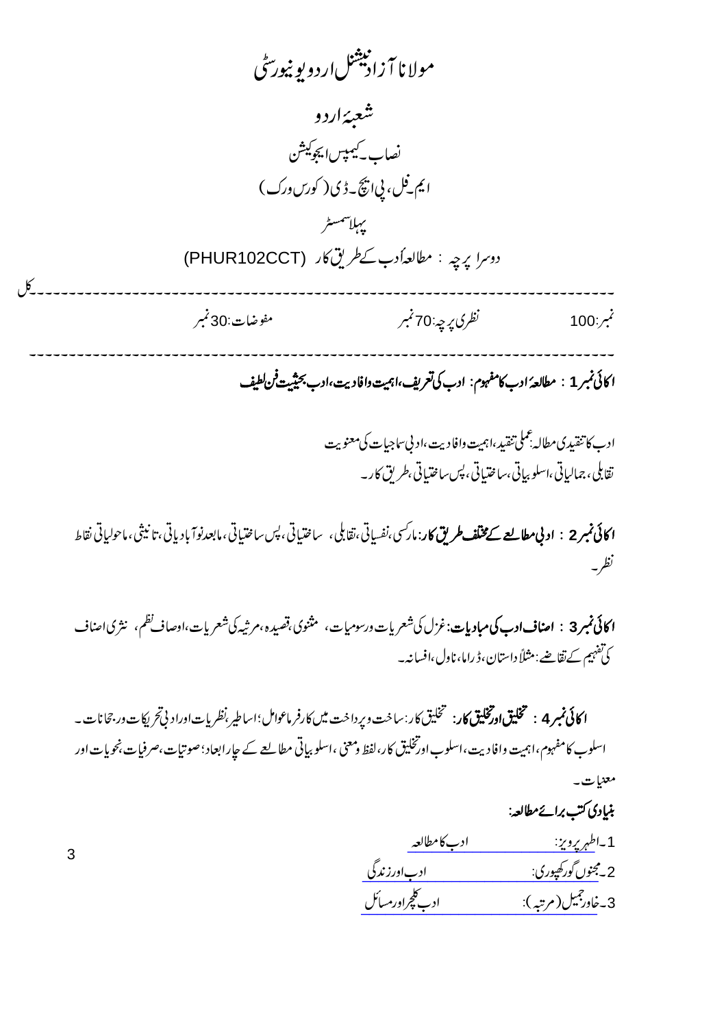# مولانا آزاد نیشنل اردو یونیورسٹی

## شعبۂ اردو

### نصاب۔کیمپس ایجوکیشن

### ایم۔فل، پی ایچ۔ڈی (کورس ورک)

### پہلا سمسٹر

### دوسرا پرچہ : مطالعۂ ادب کے طریق کار (PHUR102CCT)

---

کل نمبر:100 نظری پرچہ:70 نمبر مفوضات:30 نمبر

---

**اکائی نمبر 1 : مطالعۂ ادب کا مفہوم: ادب کی تعریف، اہمیت وافادیت، ادب بحیثیت فن لطیف**

ادب کا تنقیدی مطالعہ: عملی تنقید، اہمیت وافادیت، ادبی سماجیات کی معنویت
تقابلی، جمالیاتی، اسلوبیاتی، ساختیاتی، پس ساختیاتی، طریق کار۔

**اکائی نمبر 2 : ادبی مطالعے کے مختلف طریق کار:** مارکسی، نفسیاتی، تقابلی، ساختیاتی، پس ساختیاتی، مابعد نوآبادیاتی، تانیثی، ماحولیاتی نقاط نظر۔

**اکائی نمبر 3 : اصناف ادب کی مبادیات:** غزل کی شعریات ورسومیات، مثنوی، قصیدہ، مرثیہ کی شعریات، اوصاف نظم، نثری اصناف کی تفہیم کے تقاضے: مثلاً داستان، ڈراما، ناول، افسانہ۔

**اکائی نمبر 4 : تخلیق اور تخلیق کار:** تخلیق کار: ساخت وپرداخت میں کارفرما عوامل؛ اساطیر، نظریات اور ادبی تحریکات ورجحانات۔
اسلوب کا مفہوم، اہمیت وافادیت، اسلوب اور تخلیق کار، لفظ ومعنی، اسلوبیاتی مطالعے کے چار ابعاد؛ صوتیات، صرفیات، نحویات اور معنیات۔

**بنیادی کتب برائے مطالعہ:**

1۔اطہر پرویز: ادب کا مطالعہ
2۔مجنوں گورکھپوری: ادب اور زندگی
3۔خاور جمیل (مرتبہ): ادب کلچر اور مسائل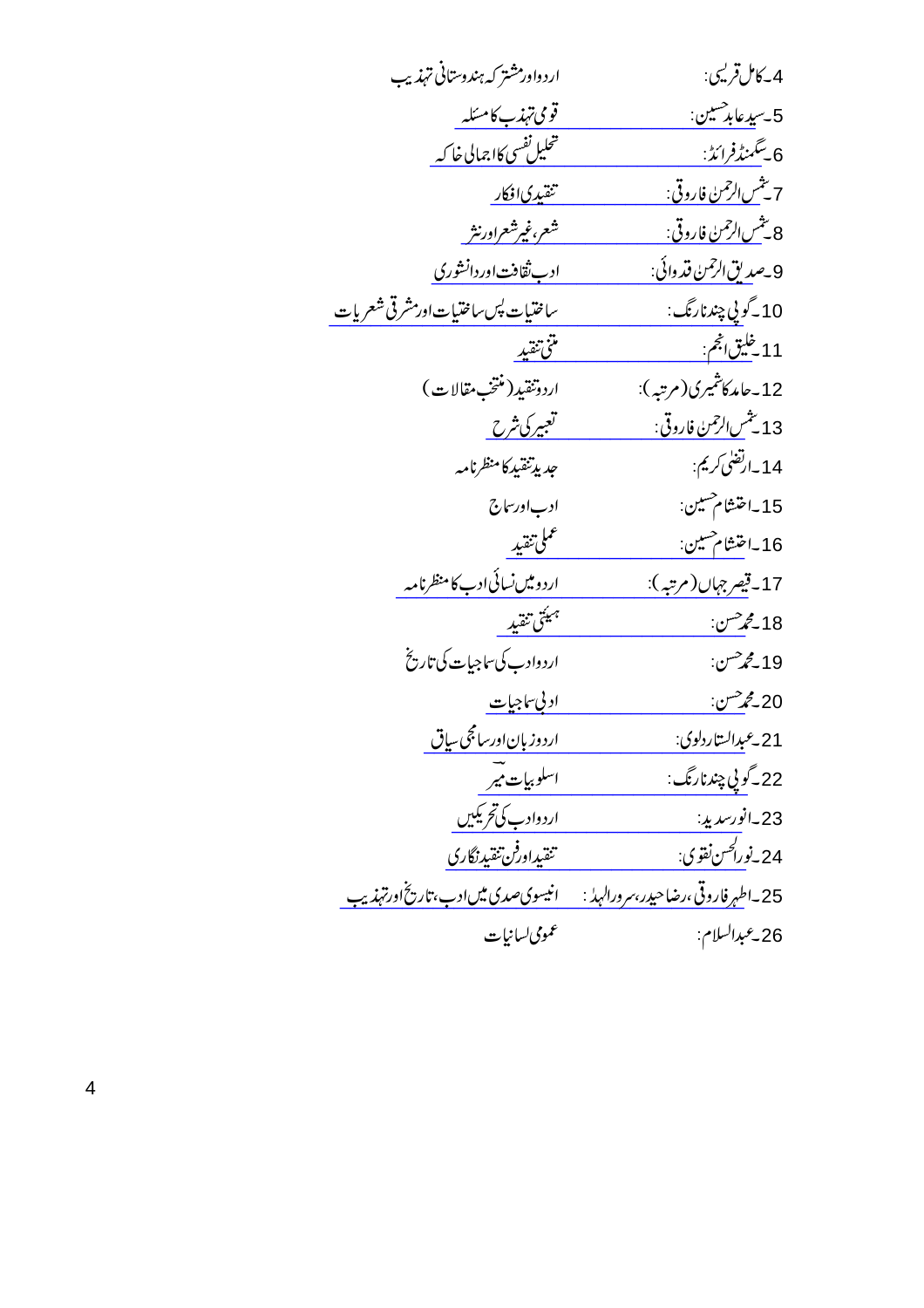4۔کامل قریشی: اردواورمشترکہ ہندوستانی تہذیب

5۔سیدعابد حسین: قومی تہذیب کا مسئلہ

6۔سگمنڈ فرائڈ: تحلیل نفسی کا اجمالی خاکہ

7۔شمس الرحمٰن فاروقی: تنقیدی افکار

8۔شمس الرحمٰن فاروقی: شعر، غیر شعر اور نثر

9۔صدیق الرحمٰن قدوائی: ادب ثقافت اور دانشوری

10۔گوپی چند نارنگ: ساختیات پس ساختیات اور مشرقی شعریات

11۔خلیق انجم: متنی تنقید

12۔حامد کاشمیری (مرتبہ): اردو تنقید (منتخب مقالات)

13۔شمس الرحمٰن فاروقی: تعبیر کی شرح

14۔ارتضی کریم: جدید تنقید کا منظرنامہ

15۔احتشام حسین: ادب اور سماج

16۔احتشام حسین: عملی تنقید

17۔قیصر جہاں (مرتبہ): اردو میں نسائی ادب کا منظرنامہ

18۔محمد حسن: ہیئتی تنقید

19۔محمد حسن: اردو ادب کی سماجیات کی تاریخ

20۔محمد حسن: ادبی سماجیات

21۔عبدالستار دلوی: اردو زبان اور سماجی سیاق

22۔گوپی چند نارنگ: اسلوبیات میر

23۔انور سدید: اردو ادب کی تحریکیں

24۔نورالحسن نقوی: تنقید اور فن تنقید نگاری

25۔اطہر فاروقی، رضا حیدر، سرورالہدیٰ: انیسوی صدی میں ادب، تاریخ اور تہذیب

26۔عبدالسلام: عمومی لسانیات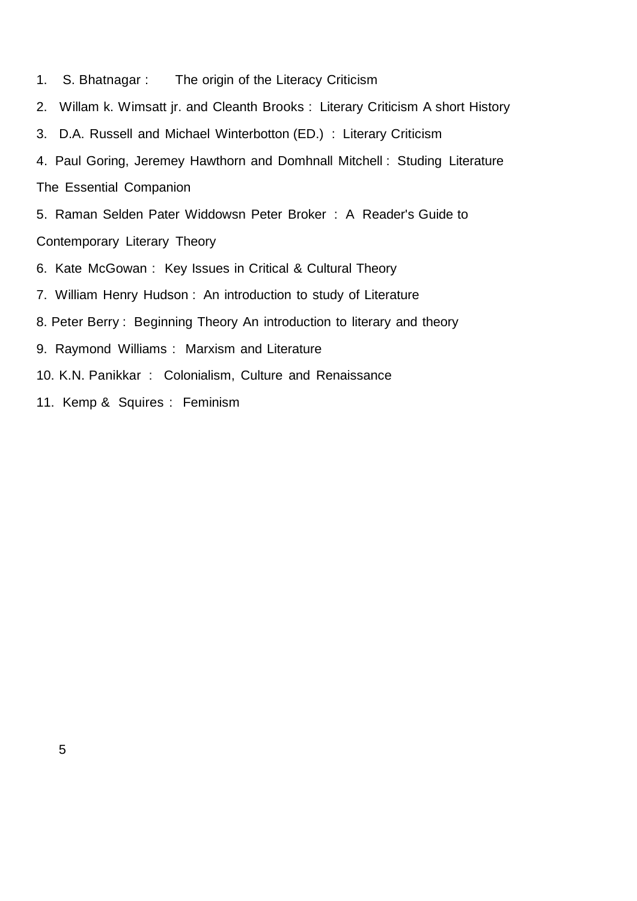1. S. Bhatnagar : The origin of the Literacy Criticism
2. Willam k. Wimsatt jr. and Cleanth Brooks : Literary Criticism A short History
3. D.A. Russell and Michael Winterbotton (ED.) : Literary Criticism
4. Paul Goring, Jeremey Hawthorn and Domhnall Mitchell : Studing Literature The Essential Companion
5. Raman Selden Pater Widdowsn Peter Broker : A Reader's Guide to Contemporary Literary Theory
6. Kate McGowan : Key Issues in Critical & Cultural Theory
7. William Henry Hudson : An introduction to study of Literature
8. Peter Berry : Beginning Theory An introduction to literary and theory
9. Raymond Williams : Marxism and Literature
10. K.N. Panikkar : Colonialism, Culture and Renaissance
11. Kemp & Squires : Feminism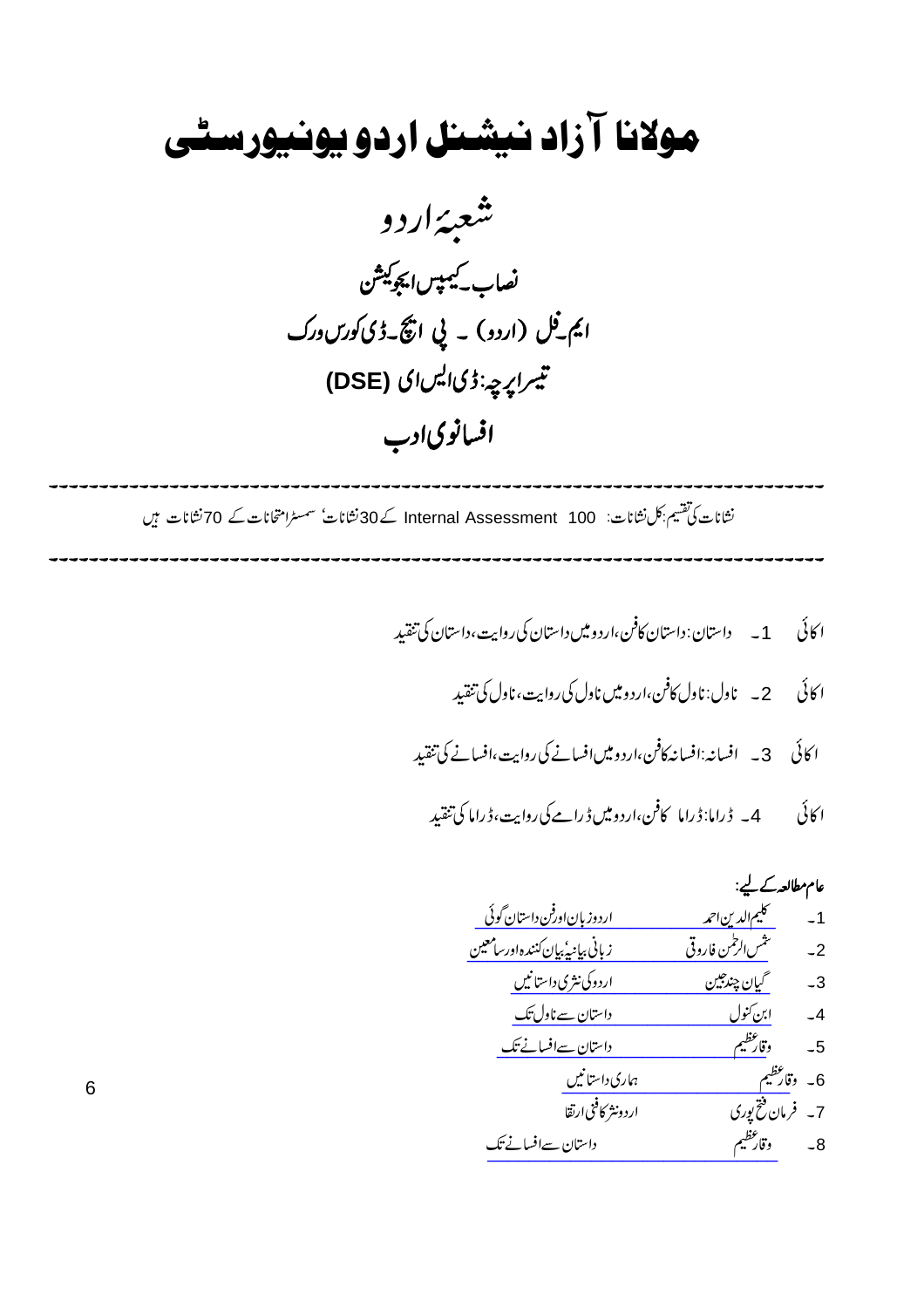# مولانا آزاد نیشنل اردو یونیورسٹی

## شعبۂ اردو

### نصاب۔کیمپس ایجوکیشن

### ایم۔فل (اردو) ۔ پی ایچ۔ڈی کورس ورک

### تیسرا پرچہ: ڈی ایس ای (DSE)

### افسانوی ادب

---

نشانات کی تقسیم: کل نشانات: 100 Internal Assessment کے 30 نشانات' سمسٹر امتحانات کے 70 نشانات ہیں

---

اکائی 1۔ داستان: داستان کا فن، اردو میں داستان کی روایت، داستان کی تنقید

اکائی 2۔ ناول: ناول کا فن، اردو میں ناول کی روایت، ناول کی تنقید

اکائی 3۔ افسانہ: افسانہ کا فن، اردو میں افسانے کی روایت، افسانے کی تنقید

اکائی 4۔ ڈراما: ڈراما کا فن، اردو میں ڈرامے کی روایت، ڈراما کی تنقید

**عام مطالعہ کے لیے:**

1۔ کلیم الدین احمد — اردو زبان اور فن داستان گوئی
2۔ شمس الرحمن فاروقی — زبانی بیانیہ بیان کنندہ اور سامعین
3۔ گیان چند جین — اردو کی نثری داستانیں
4۔ ابن کنول — داستان سے ناول تک
5۔ وقار عظیم — داستان سے افسانے تک
6۔ وقار عظیم — ہماری داستانیں
7۔ فرمان فتح پوری — اردو نثر کا فنی ارتقا
8۔ وقار عظیم — داستان سے افسانے تک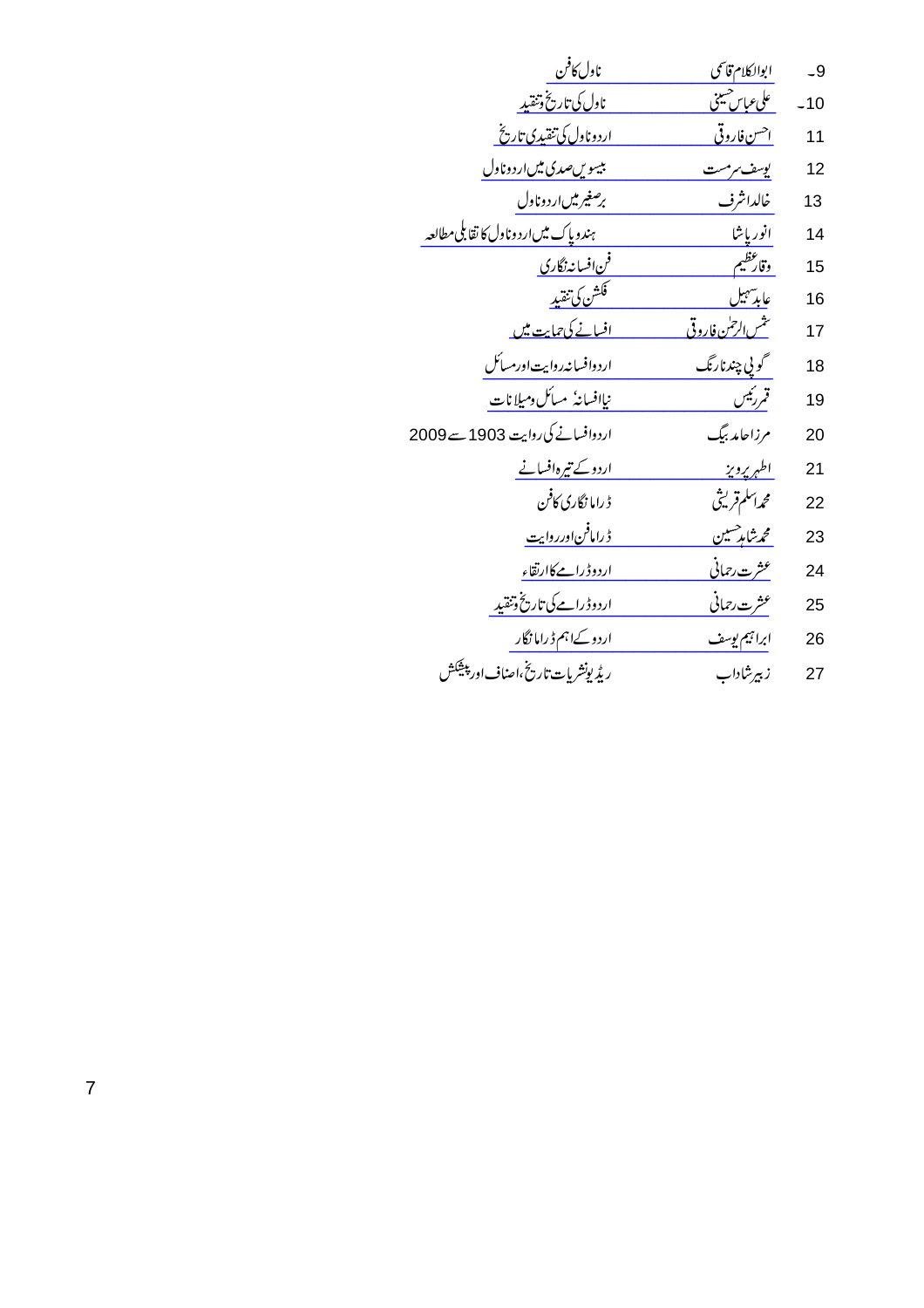| | | |
|---|---|---|
| 9- | ابوالکلام قاسمی | ناول کا فن |
| 10- | علی عباس حسینی | ناول کی تاریخ و تنقید |
| 11 | احسن فاروقی | اردو ناول کی تنقیدی تاریخ |
| 12 | یوسف سرمست | بیسویں صدی میں اردو ناول |
| 13 | خالد اشرف | برصغیر میں اردو ناول |
| 14 | انور پاشا | ہندو پاک میں اردو ناول کا تقابلی مطالعہ |
| 15 | وقار عظیم | فن افسانہ نگاری |
| 16 | عابد سہیل | فکشن کی تنقید |
| 17 | شمس الرحمٰن فاروقی | افسانے کی حمایت میں |
| 18 | گوپی چند نارنگ | اردو افسانہ روایت اور مسائل |
| 19 | قمر رئیس | نیا افسانہ، مسائل و میلانات |
| 20 | مرزا حامد بیگ | اردو افسانے کی روایت 1903 سے 2009 |
| 21 | اطہر پرویز | اردو کے تیرہ افسانے |
| 22 | محمد اسلم قریشی | ڈراما نگاری کا فن |
| 23 | محمد شاہد حسین | ڈراما فن اور روایت |
| 24 | عشرت رحمانی | اردو ڈرامے کا ارتقاء |
| 25 | عشرت رحمانی | اردو ڈرامے کی تاریخ و تنقید |
| 26 | ابراہیم یوسف | اردو کے اہم ڈراما نگار |
| 27 | زبیر شاداب | ریڈیو نشریات تاریخ، اصناف اور پیشکش |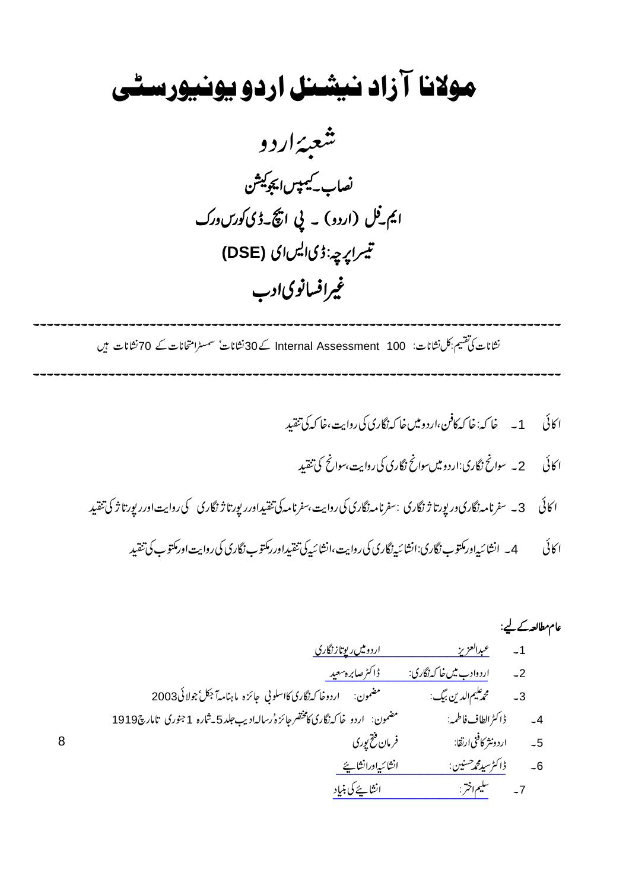# مولانا آزاد نیشنل اردو یونیورسٹی

## شعبۂ اردو

### نصاب۔کیمپس ایجوکیشن

### ایم۔فل (اردو) ۔ پی ایچ۔ڈی کورس ورک

### تیسرا پرچہ:ڈی ایس ای (DSE)

### غیرافسانوی ادب

---

نشانات کی تقسیم:کل نشانات: 100 Internal Assessment کے 30 نشانات' سمسٹر امتحانات کے 70 نشانات ہیں

---

اکائی 1۔ خاکہ: خاکہ کا فن،اردو میں خاکہ نگاری کی روایت،خاکہ کی تنقید

اکائی 2۔ سوانح نگاری: اردو میں سوانح نگاری کی روایت،سوانح کی تنقید

اکائی 3۔ سفرنامہ نگاری ورپورتاژ نگاری : سفرنامہ نگاری کی روایت،سفرنامہ کی تنقیداور رپورتاژ نگاری کی روایت اور رپورتاژ کی تنقید

اکائی 4۔ انشائیہ اور مکتوب نگاری: انشائیہ نگاری کی روایت،انشائیہ کی تنقیداور مکتوب نگاری کی روایت اور مکتوب کی تنقید

**عام مطالعہ کے لیے:**

1۔ عبدالعزیز اردو میں رپوتاژ نگاری

2۔ اردو ادب میں خاکہ نگاری: ڈاکٹر صابرہ سعید

3۔ محمد علیم الدین بیگ: مضمون: اردو خاکہ نگاری کا اسلوبی جائزہ ماہنامہ آجکل' جولائی 2003

4۔ ڈاکٹر الطاف فاطمہ: مضمون: اردو خاکہ نگاری کا مختصر جائزہ' رسالہ ادیب جلد 5۔شمارہ 1 جنوری تا مارچ 1919

5۔ اردو نثر کا فنی ارتقا: فرمان فتح پوری

6۔ ڈاکٹر سید محمد حسنین: انشائیہ اور انشائیے

7۔ سلیم اختر: انشائیے کی بنیاد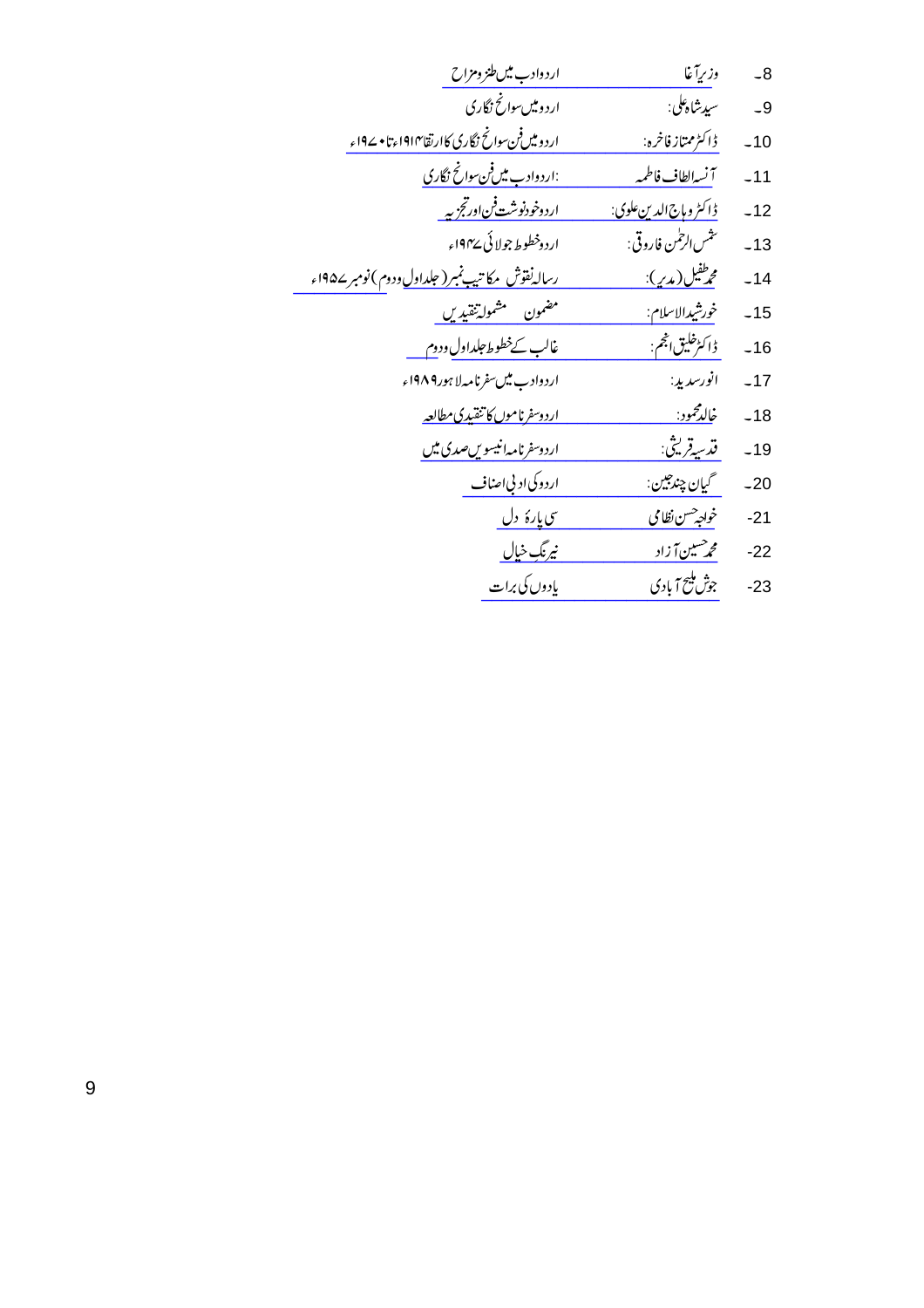8۔ وزیر آغا — اردو ادب میں طنز و مزاح

9۔ سید شاہ علی: — اردو میں سوانح نگاری

10۔ ڈاکٹر ممتاز فاخرہ: — اردو میں فن سوانح نگاری کا ارتقا ۱۹۱۴ء تا ۱۹۷۰ء

11۔ آنسہ الطاف فاطمہ — :اردو ادب میں فن سوانح نگاری

12۔ ڈاکٹر وہاج الدین علوی: — اردو خودنوشت فن اور تجزیہ

13۔ شمس الرحمٰن فاروقی: — اردو خطوط جولائی ۱۹۴۷ء

14۔ محمد طفیل (مدیر): — رسالہ نقوش مکاتیب نمبر (جلد اول و دوم) نومبر ۱۹۵۷ء

15۔ خورشید الاسلام: — مضمون مشمولہ تنقیدیں

16۔ ڈاکٹر خلیق انجم: — غالب کے خطوط جلد اول و دوم

17۔ انور سدید: — اردو ادب میں سفر نامہ لاہور ۱۹۸۹ء

18۔ خالد محمود: — اردو سفر ناموں کا تنقیدی مطالعہ

19۔ قدسیہ قریشی: — اردو سفر نامہ انیسویں صدی میں

20۔ گیان چند جین: — اردو کی ادبی اصناف

21- خواجہ حسن نظامی — سی پارۂ دل

22- محمد حسین آزاد — نیرنگ خیال

23- جوش ملیح آبادی — یادوں کی برات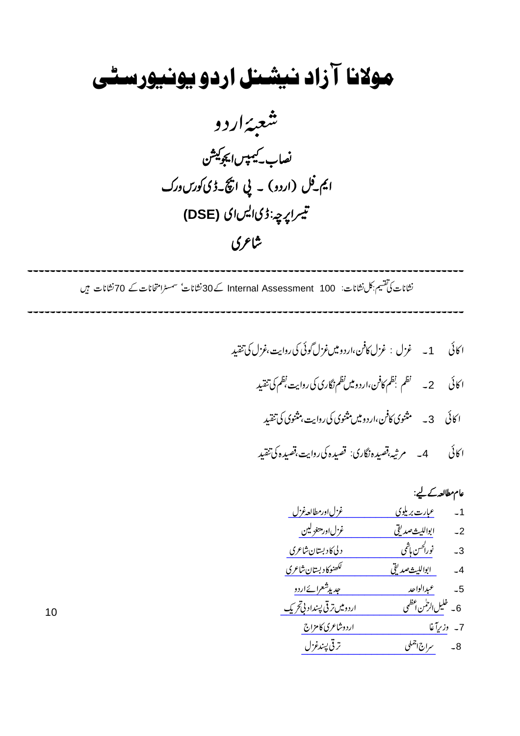# مولانا آزاد نیشنل اردو یونیورسٹی

## شعبۂ اردو

### نصاب۔کیمپس ایجوکیشن

### ایم۔فل (اردو) ۔ پی ایچ۔ڈی کورس ورک

### تیسرا پرچہ: ڈی ایس ای (DSE)

### شاعری

---

نشانات کی تقسیم: کل نشانات: 100 Internal Assessment کے 30 نشانات' سمسٹر امتحانات کے 70 نشانات ہیں

---

اکائی 1۔ غزل : غزل کا فن، اردو میں غزل گوئی کی روایت، غزل کی تنقید

اکائی 2۔ نظم : نظم کا فن، اردو میں نظم نگاری کی روایت، نظم کی تنقید

اکائی 3۔ مثنوی کا فن، اردو میں مثنوی کی روایت، مثنوی کی تنقید

اکائی 4۔ مرثیہ، قصیدہ نگاری: قصیدہ کی روایت، قصیدہ کی تنقید

**عام مطالعہ کے لیے:**

1۔ عبادت بریلوی — غزل اور مطالعہ غزل

2۔ ابواللیث صدیقی — غزل اور متغزلین

3۔ نورالحسن ہاشمی — دلی کا دبستان شاعری

4۔ ابواللیث صدیقی — لکھنؤ کا دبستان شاعری

5۔ عبدالواحد — جدید شعرائے اردو

6۔ خلیل الرحمن اعظمی — اردو میں ترقی پسند ادبی تحریک

7۔ وزیر آغا — اردو شاعری کا مزاج

8۔ سراج اجملی — ترقی پسند غزل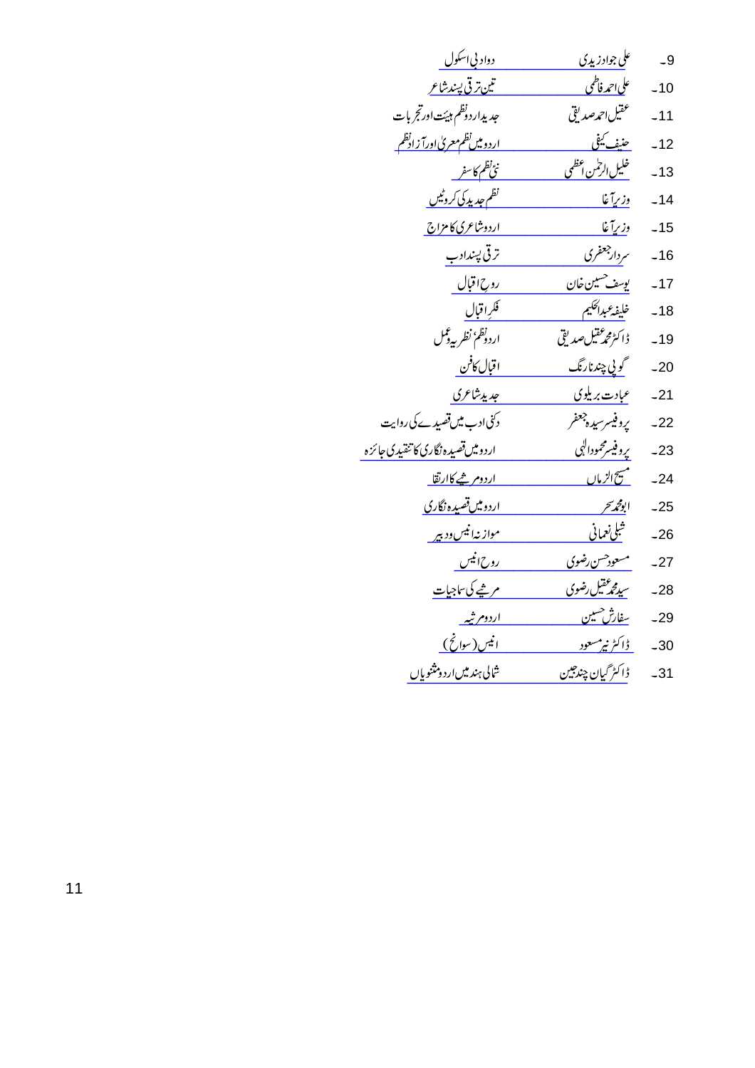| | | |
|---|---|---|
| 9۔ | علی جواد زیدی | دو ادبی اسکول |
| 10۔ | علی احمد فاطمی | تین ترقی پسند شاعر |
| 11۔ | عقیل احمد صدیقی | جدید اردو نظم ہیئت اور تجربات |
| 12۔ | حنیف کیفی | اردو میں نظم معریٰ اور آزاد نظم |
| 13۔ | خلیل الرحمٰن اعظمی | نئی نظم کا سفر |
| 14۔ | وزیر آغا | نظم جدید کی کروٹیں |
| 15۔ | وزیر آغا | اردو شاعری کا مزاج |
| 16۔ | سردار جعفری | ترقی پسند ادب |
| 17۔ | یوسف حسین خان | روحِ اقبال |
| 18۔ | خلیفہ عبدالحکیم | فکرِ اقبال |
| 19۔ | ڈاکٹر محمد عقیل صدیقی | اردو نظم نظریہ و عمل |
| 20۔ | گوپی چند نارنگ | اقبال کا فن |
| 21۔ | عبادت بریلوی | جدید شاعری |
| 22۔ | پروفیسر سیدہ جعفر | دکنی ادب میں قصیدے کی روایت |
| 23۔ | پروفیسر محمود الٰہی | اردو میں قصیدہ نگاری کا تنقیدی جائزہ |
| 24۔ | مسیح الزماں | اردو مرثیے کا ارتقا |
| 25۔ | ابو محمد سحر | اردو میں قصیدہ نگاری |
| 26۔ | شبلی نعمانی | موازنہ انیس و دبیر |
| 27۔ | مسعود حسن رضوی | روحِ انیس |
| 28۔ | سید محمد عقیل رضوی | مرثیے کی سماجیات |
| 29۔ | سفارش حسین | اردو مرثیہ |
| 30۔ | ڈاکٹر نیر مسعود | انیس (سوانح) |
| 31۔ | ڈاکٹر گیان چند جین | شمالی ہند میں اردو مثنویاں |